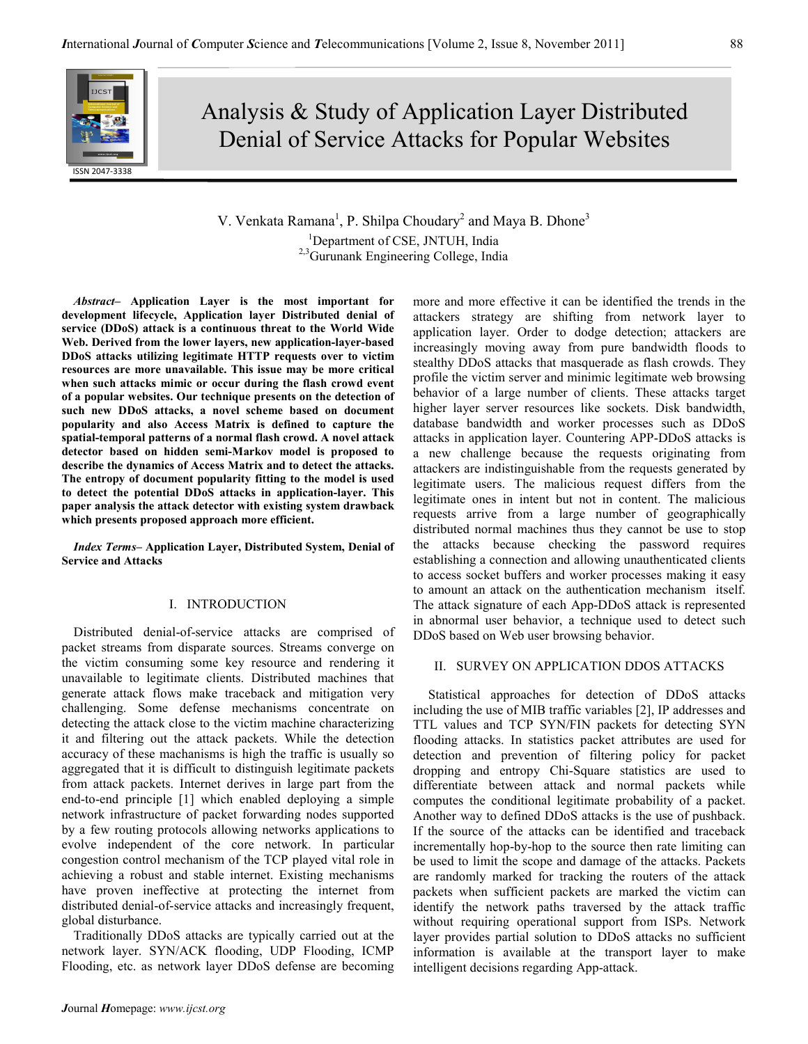# Analysis & Study of Application Layer Distributed Denial of Service Attacks for Popular Websites

V. Venkata Ramana[1], P. Shilpa Choudary[2] and Maya B. Dhone[3]

[1]Department of CSE, JNTUH, India

[2,3]Gurunank Engineering College, India

***Abstract*– Application Layer is the most important for development lifecycle, Application layer Distributed denial of service (DDoS) attack is a continuous threat to the World Wide Web. Derived from the lower layers, new application-layer-based DDoS attacks utilizing legitimate HTTP requests over to victim resources are more unavailable. This issue may be more critical when such attacks mimic or occur during the flash crowd event of a popular websites. Our technique presents on the detection of such new DDoS attacks, a novel scheme based on document popularity and also Access Matrix is defined to capture the spatial-temporal patterns of a normal flash crowd. A novel attack detector based on hidden semi-Markov model is proposed to describe the dynamics of Access Matrix and to detect the attacks. The entropy of document popularity fitting to the model is used to detect the potential DDoS attacks in application-layer. This paper analysis the attack detector with existing system drawback which presents proposed approach more efficient.**

***Index Terms*– Application Layer, Distributed System, Denial of Service and Attacks**

## I. INTRODUCTION

Distributed denial-of-service attacks are comprised of packet streams from disparate sources. Streams converge on the victim consuming some key resource and rendering it unavailable to legitimate clients. Distributed machines that generate attack flows make traceback and mitigation very challenging. Some defense mechanisms concentrate on detecting the attack close to the victim machine characterizing it and filtering out the attack packets. While the detection accuracy of these machanisms is high the traffic is usually so aggregated that it is difficult to distinguish legitimate packets from attack packets. Internet derives in large part from the end-to-end principle [1] which enabled deploying a simple network infrastructure of packet forwarding nodes supported by a few routing protocols allowing networks applications to evolve independent of the core network. In particular congestion control mechanism of the TCP played vital role in achieving a robust and stable internet. Existing mechanisms have proven ineffective at protecting the internet from distributed denial-of-service attacks and increasingly frequent, global disturbance.

Traditionally DDoS attacks are typically carried out at the network layer. SYN/ACK flooding, UDP Flooding, ICMP Flooding, etc. as network layer DDoS defense are becoming more and more effective it can be identified the trends in the attackers strategy are shifting from network layer to application layer. Order to dodge detection; attackers are increasingly moving away from pure bandwidth floods to stealthy DDoS attacks that masquerade as flash crowds. They profile the victim server and minimic legitimate web browsing behavior of a large number of clients. These attacks target higher layer server resources like sockets. Disk bandwidth, database bandwidth and worker processes such as DDoS attacks in application layer. Countering APP-DDoS attacks is a new challenge because the requests originating from attackers are indistinguishable from the requests generated by legitimate users. The malicious request differs from the legitimate ones in intent but not in content. The malicious requests arrive from a large number of geographically distributed normal machines thus they cannot be use to stop the attacks because checking the password requires establishing a connection and allowing unauthenticated clients to access socket buffers and worker processes making it easy to amount an attack on the authentication mechanism itself. The attack signature of each App-DDoS attack is represented in abnormal user behavior, a technique used to detect such DDoS based on Web user browsing behavior.

## II. SURVEY ON APPLICATION DDOS ATTACKS

Statistical approaches for detection of DDoS attacks including the use of MIB traffic variables [2], IP addresses and TTL values and TCP SYN/FIN packets for detecting SYN flooding attacks. In statistics packet attributes are used for detection and prevention of filtering policy for packet dropping and entropy Chi-Square statistics are used to differentiate between attack and normal packets while computes the conditional legitimate probability of a packet. Another way to defined DDoS attacks is the use of pushback. If the source of the attacks can be identified and traceback incrementally hop-by-hop to the source then rate limiting can be used to limit the scope and damage of the attacks. Packets are randomly marked for tracking the routers of the attack packets when sufficient packets are marked the victim can identify the network paths traversed by the attack traffic without requiring operational support from ISPs. Network layer provides partial solution to DDoS attacks no sufficient information is available at the transport layer to make intelligent decisions regarding App-attack.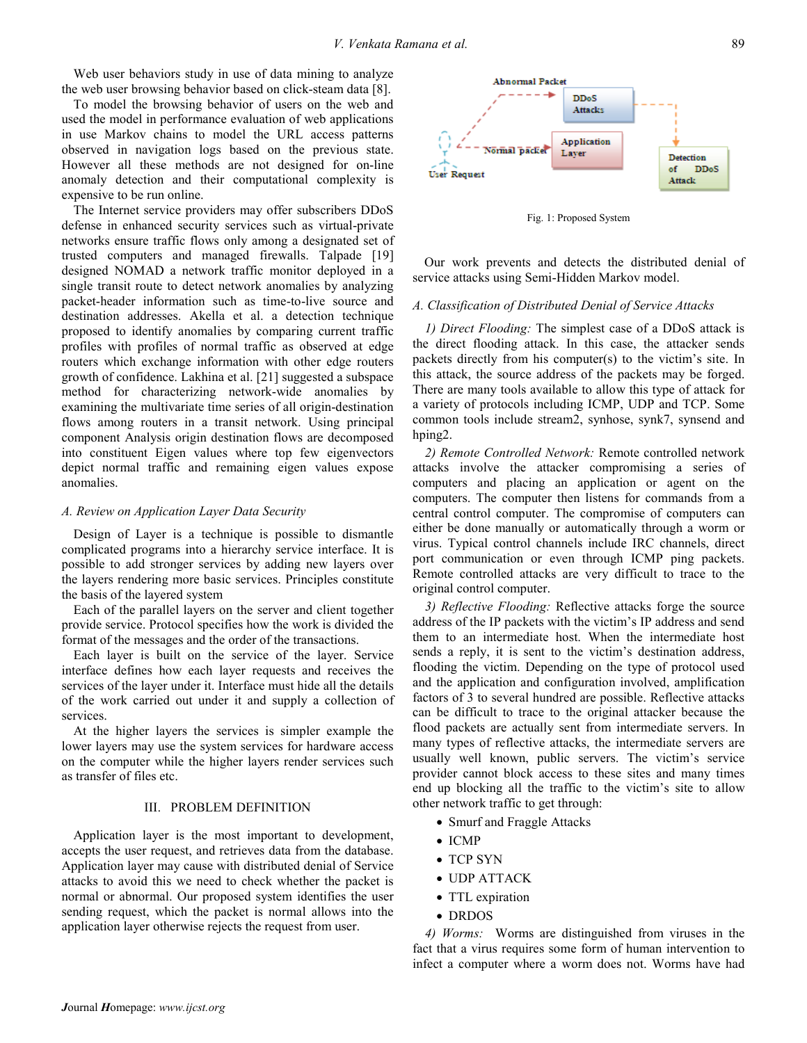Web user behaviors study in use of data mining to analyze the web user browsing behavior based on click-steam data [8].

To model the browsing behavior of users on the web and used the model in performance evaluation of web applications in use Markov chains to model the URL access patterns observed in navigation logs based on the previous state. However all these methods are not designed for on-line anomaly detection and their computational complexity is expensive to be run online.

The Internet service providers may offer subscribers DDoS defense in enhanced security services such as virtual-private networks ensure traffic flows only among a designated set of trusted computers and managed firewalls. Talpade [19] designed NOMAD a network traffic monitor deployed in a single transit route to detect network anomalies by analyzing packet-header information such as time-to-live source and destination addresses. Akella et al. a detection technique proposed to identify anomalies by comparing current traffic profiles with profiles of normal traffic as observed at edge routers which exchange information with other edge routers growth of confidence. Lakhina et al. [21] suggested a subspace method for characterizing network-wide anomalies by examining the multivariate time series of all origin-destination flows among routers in a transit network. Using principal component Analysis origin destination flows are decomposed into constituent Eigen values where top few eigenvectors depict normal traffic and remaining eigen values expose anomalies.

### *A. Review on Application Layer Data Security*

Design of Layer is a technique is possible to dismantle complicated programs into a hierarchy service interface. It is possible to add stronger services by adding new layers over the layers rendering more basic services. Principles constitute the basis of the layered system

Each of the parallel layers on the server and client together provide service. Protocol specifies how the work is divided the format of the messages and the order of the transactions.

Each layer is built on the service of the layer. Service interface defines how each layer requests and receives the services of the layer under it. Interface must hide all the details of the work carried out under it and supply a collection of services.

At the higher layers the services is simpler example the lower layers may use the system services for hardware access on the computer while the higher layers render services such as transfer of files etc.

## III. PROBLEM DEFINITION

Application layer is the most important to development, accepts the user request, and retrieves data from the database. Application layer may cause with distributed denial of Service attacks to avoid this we need to check whether the packet is normal or abnormal. Our proposed system identifies the user sending request, which the packet is normal allows into the application layer otherwise rejects the request from user.

Fig. 1: Proposed System

Our work prevents and detects the distributed denial of service attacks using Semi-Hidden Markov model.

### *A. Classification of Distributed Denial of Service Attacks*

*1) Direct Flooding:* The simplest case of a DDoS attack is the direct flooding attack. In this case, the attacker sends packets directly from his computer(s) to the victim's site. In this attack, the source address of the packets may be forged. There are many tools available to allow this type of attack for a variety of protocols including ICMP, UDP and TCP. Some common tools include stream2, synhose, synk7, synsend and hping2.

*2) Remote Controlled Network:* Remote controlled network attacks involve the attacker compromising a series of computers and placing an application or agent on the computers. The computer then listens for commands from a central control computer. The compromise of computers can either be done manually or automatically through a worm or virus. Typical control channels include IRC channels, direct port communication or even through ICMP ping packets. Remote controlled attacks are very difficult to trace to the original control computer.

*3) Reflective Flooding:* Reflective attacks forge the source address of the IP packets with the victim's IP address and send them to an intermediate host. When the intermediate host sends a reply, it is sent to the victim's destination address, flooding the victim. Depending on the type of protocol used and the application and configuration involved, amplification factors of 3 to several hundred are possible. Reflective attacks can be difficult to trace to the original attacker because the flood packets are actually sent from intermediate servers. In many types of reflective attacks, the intermediate servers are usually well known, public servers. The victim's service provider cannot block access to these sites and many times end up blocking all the traffic to the victim's site to allow other network traffic to get through:

- Smurf and Fraggle Attacks
- ICMP
- TCP SYN
- UDP ATTACK
- TTL expiration
- DRDOS

*4) Worms:* Worms are distinguished from viruses in the fact that a virus requires some form of human intervention to infect a computer where a worm does not. Worms have had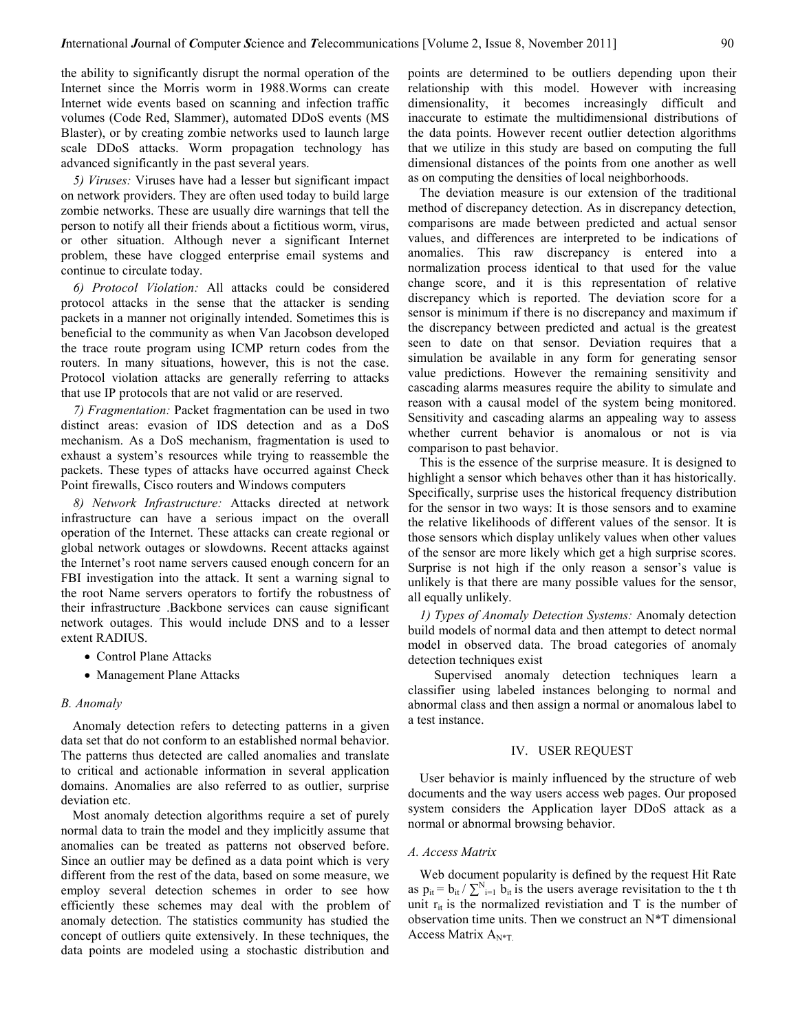the ability to significantly disrupt the normal operation of the Internet since the Morris worm in 1988.Worms can create Internet wide events based on scanning and infection traffic volumes (Code Red, Slammer), automated DDoS events (MS Blaster), or by creating zombie networks used to launch large scale DDoS attacks. Worm propagation technology has advanced significantly in the past several years.

*5) Viruses:* Viruses have had a lesser but significant impact on network providers. They are often used today to build large zombie networks. These are usually dire warnings that tell the person to notify all their friends about a fictitious worm, virus, or other situation. Although never a significant Internet problem, these have clogged enterprise email systems and continue to circulate today.

*6) Protocol Violation:* All attacks could be considered protocol attacks in the sense that the attacker is sending packets in a manner not originally intended. Sometimes this is beneficial to the community as when Van Jacobson developed the trace route program using ICMP return codes from the routers. In many situations, however, this is not the case. Protocol violation attacks are generally referring to attacks that use IP protocols that are not valid or are reserved.

*7) Fragmentation:* Packet fragmentation can be used in two distinct areas: evasion of IDS detection and as a DoS mechanism. As a DoS mechanism, fragmentation is used to exhaust a system's resources while trying to reassemble the packets. These types of attacks have occurred against Check Point firewalls, Cisco routers and Windows computers

*8) Network Infrastructure:* Attacks directed at network infrastructure can have a serious impact on the overall operation of the Internet. These attacks can create regional or global network outages or slowdowns. Recent attacks against the Internet's root name servers caused enough concern for an FBI investigation into the attack. It sent a warning signal to the root Name servers operators to fortify the robustness of their infrastructure .Backbone services can cause significant network outages. This would include DNS and to a lesser extent RADIUS.

- Control Plane Attacks
- Management Plane Attacks

### B. Anomaly

Anomaly detection refers to detecting patterns in a given data set that do not conform to an established normal behavior. The patterns thus detected are called anomalies and translate to critical and actionable information in several application domains. Anomalies are also referred to as outlier, surprise deviation etc.

Most anomaly detection algorithms require a set of purely normal data to train the model and they implicitly assume that anomalies can be treated as patterns not observed before. Since an outlier may be defined as a data point which is very different from the rest of the data, based on some measure, we employ several detection schemes in order to see how efficiently these schemes may deal with the problem of anomaly detection. The statistics community has studied the concept of outliers quite extensively. In these techniques, the data points are modeled using a stochastic distribution and points are determined to be outliers depending upon their relationship with this model. However with increasing dimensionality, it becomes increasingly difficult and inaccurate to estimate the multidimensional distributions of the data points. However recent outlier detection algorithms that we utilize in this study are based on computing the full dimensional distances of the points from one another as well as on computing the densities of local neighborhoods.

The deviation measure is our extension of the traditional method of discrepancy detection. As in discrepancy detection, comparisons are made between predicted and actual sensor values, and differences are interpreted to be indications of anomalies. This raw discrepancy is entered into a normalization process identical to that used for the value change score, and it is this representation of relative discrepancy which is reported. The deviation score for a sensor is minimum if there is no discrepancy and maximum if the discrepancy between predicted and actual is the greatest seen to date on that sensor. Deviation requires that a simulation be available in any form for generating sensor value predictions. However the remaining sensitivity and cascading alarms measures require the ability to simulate and reason with a causal model of the system being monitored. Sensitivity and cascading alarms an appealing way to assess whether current behavior is anomalous or not is via comparison to past behavior.

This is the essence of the surprise measure. It is designed to highlight a sensor which behaves other than it has historically. Specifically, surprise uses the historical frequency distribution for the sensor in two ways: It is those sensors and to examine the relative likelihoods of different values of the sensor. It is those sensors which display unlikely values when other values of the sensor are more likely which get a high surprise scores. Surprise is not high if the only reason a sensor's value is unlikely is that there are many possible values for the sensor, all equally unlikely.

*1) Types of Anomaly Detection Systems:* Anomaly detection build models of normal data and then attempt to detect normal model in observed data. The broad categories of anomaly detection techniques exist

Supervised anomaly detection techniques learn a classifier using labeled instances belonging to normal and abnormal class and then assign a normal or anomalous label to a test instance.

## IV. USER REQUEST

User behavior is mainly influenced by the structure of web documents and the way users access web pages. Our proposed system considers the Application layer DDoS attack as a normal or abnormal browsing behavior.

### A. Access Matrix

Web document popularity is defined by the request Hit Rate as $p_{it} = b_{it} / \sum^{N}_{i=1} b_{it}$ is the users average revisitation to the t th unit $r_{it}$ is the normalized revistiation and T is the number of observation time units. Then we construct an N*T dimensional Access Matrix $A_{N*T}$.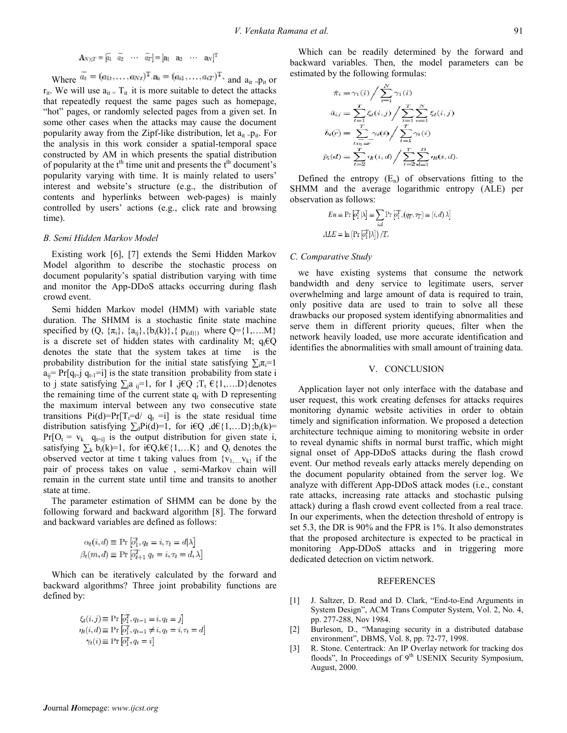$$\mathbf{A}_{N \times T} = [\bar{a_1} \quad \bar{a_2} \quad \cdots \quad \bar{a_T}] = [\mathbf{a}_1 \quad \mathbf{a}_2 \quad \cdots \quad \mathbf{a}_N]^{\mathrm{T}}$$

Where $\bar{a_t} = (a_{1t}, \ldots, a_{Nt})^{\mathrm{T}}, \mathbf{a}_i = (a_{i1}, \ldots, a_{iT})^{\mathrm{T}}$, and $a_{it} = p_{it}$ or $r_{it}$. We will use $a_{it} = T_{it}$ it is more suitable to detect the attacks that repeatedly request the same pages such as homepage, "hot" pages, or randomly selected pages from a given set. In some other cases when the attacks may cause the document popularity away from the Zipf-like distribution, let $a_{it} = p_{it}$. For the analysis in this work consider a spatial-temporal space constructed by AM in which presents the spatial distribution of popularity at the $t^{th}$ time unit and presents the $t^{th}$ document's popularity varying with time. It is mainly related to users' interest and website's structure (e.g., the distribution of contents and hyperlinks between web-pages) is mainly controlled by users' actions (e.g., click rate and browsing time).

### B. Semi Hidden Markov Model

Existing work [6], [7] extends the Semi Hidden Markov Model algorithm to describe the stochastic process on document popularity's spatial distribution varying with time and monitor the App-DDoS attacks occurring during flash crowd event.

Semi hidden Markov model (HMM) with variable state duration. The SHMM is a stochastic finite state machine specified by (Q, $\{\pi_i\}$, $\{a_{ij}\}$, $\{b_i(k)\}$, $\{p_{i(d)}\}$) where Q={1,….M} is a discrete set of hidden states with cardinality M; $q_t$€Q denotes the state that the system takes at time is the probability distribution for the initial state satisfying $\sum_i \pi_i = 1$ $a_{ij}$= Pr[$q_t$=j $q_{t-1}$=i] is the state transition probability from state i to j state satisfying $\sum_j a_{ij}$=1, for I ,j€Q ;$T_t$ €{1,….D}denotes the remaining time of the current state $q_t$ with D representing the maximum interval between any two consecutive state transitions Pi(d)=Pr[$T_t$=d/ $q_t$ =i] is the state residual time distribution satisfying $\sum_d$Pi(d)=1, for i€Q ,d€{1,…D};$b_i$(k)= Pr[$O_t$ = $v_k$ $q_{t=i}$] is the output distribution for given state i, satisfying $\sum_k b_i$(k)=1, for i€Q,k€{1,…K} and $Q_t$ denotes the observed vector at time t taking values from {$v_1$,….$v_k$} if the pair of process takes on value , semi-Markov chain will remain in the current state until time and transits to another state at time.

The parameter estimation of SHMM can be done by the following forward and backward algorithm [8]. The forward and backward variables are defined as follows:

$$\alpha_t(i,d) \equiv \Pr\left[\vec{o}_1^t, q_t = i, \tau_t = d | \lambda\right]$$
$$\beta_t(m,d) \equiv \Pr\left[\vec{o}_{t+1}^T \; q_t = i, \tau_t = d, \lambda\right]$$

Which can be iteratively calculated by the forward and backward algorithms? Three joint probability functions are defined by:

$$\xi_t(i,j) \equiv \Pr\left[\vec{o}_1^T, q_{t-1} = i, q_t = j\right]$$
$$\eta_t(i,d) \equiv \Pr\left[\vec{o}_1^T, q_{t-1} \neq i, q_t = i, \tau_t = d\right]$$
$$\gamma_t(i) \equiv \Pr\left[\vec{o}_1^T, q_t = i\right]$$

Which can be readily determined by the forward and backward variables. Then, the model parameters can be estimated by the following formulas:

$$\hat{\pi}_i = \gamma_1(i) \Big/ \sum_{i=1}^{N} \gamma_1(i)$$
$$\hat{a}_{ij} = \sum_{t=1}^{T} \xi_t(i,j) \Big/ \sum_{t=1}^{T} \sum_{n=1}^{N} \xi_t(i,j)$$
$$\hat{b}_i(\vec{r}) = \sum_{t: \vec{o}_t = \vec{r}}^{T} \gamma_t(i) \Big/ \sum_{t=1}^{T} \gamma_t(i)$$
$$\hat{p}_i(d) = \sum_{t=2}^{T} \eta_t(i,d) \Big/ \sum_{t=2}^{T} \sum_{d=1}^{D} \eta_t(i,d).$$

Defined the entropy ($E_n$) of observations fitting to the SHMM and the average logarithmic entropy (ALE) per observation as follows:

$$En = \Pr\left[\vec{o}_1^T | \lambda\right] = \sum_{i,d} \Pr\left[\vec{o}_1^T, (q_T, \tau_T) = (i,d) \; \lambda\right]$$
$$ALE = \ln\left(\Pr\left[\vec{o}_1^T | \lambda\right]\right) / T.$$

### C. Comparative Study

we have existing systems that consume the network bandwidth and deny service to legitimate users, server overwhelming and large amount of data is required to train, only positive data are used to train to solve all these drawbacks our proposed system identifying abnormalities and serve them in different priority queues, filter when the network heavily loaded, use more accurate identification and identifies the abnormalities with small amount of training data.

## V. Conclusion

Application layer not only interface with the database and user request, this work creating defenses for attacks requires monitoring dynamic website activities in order to obtain timely and signification information. We proposed a detection architecture technique aiming to monitoring website in order to reveal dynamic shifts in normal burst traffic, which might signal onset of App-DDoS attacks during the flash crowd event. Our method reveals early attacks merely depending on the document popularity obtained from the server log. We analyze with different App-DDoS attack modes (i.e., constant rate attacks, increasing rate attacks and stochastic pulsing attack) during a flash crowd event collected from a real trace. In our experiments, when the detection threshold of entropy is set 5.3, the DR is 90% and the FPR is 1%. It also demonstrates that the proposed architecture is expected to be practical in monitoring App-DDoS attacks and in triggering more dedicated detection on victim network.

## References

[1] J. Saltzer, D. Read and D. Clark, "End-to-End Arguments in System Design", ACM Trans Computer System, Vol. 2, No. 4, pp. 277-288, Nov 1984.

[2] Burleson, D., "Managing security in a distributed database environment", DBMS, Vol. 8, pp. 72-77, 1998.

[3] R. Stone. Centertrack: An IP Overlay network for tracking dos floods", In Proceedings of 9th USENIX Security Symposium, August, 2000.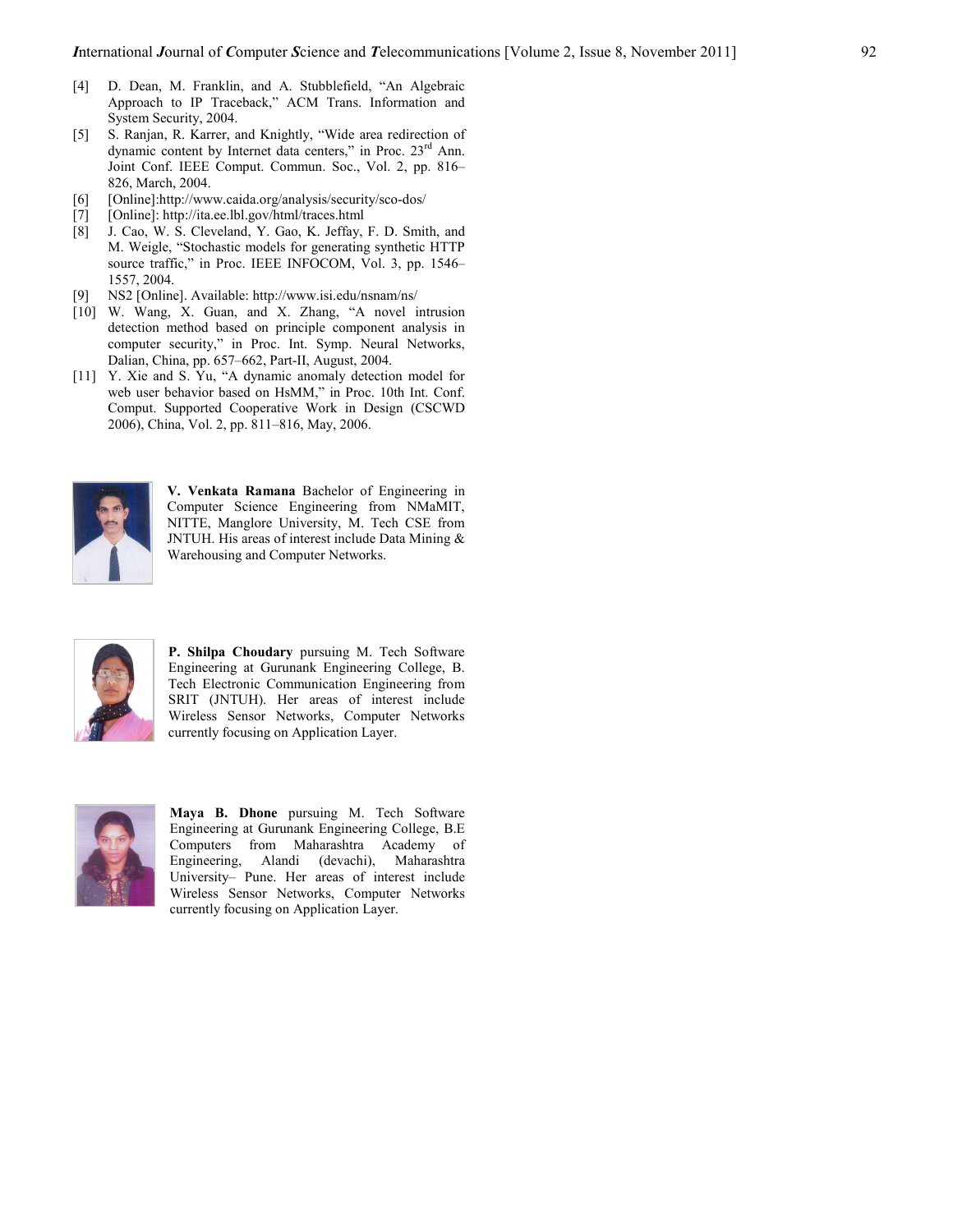[4] D. Dean, M. Franklin, and A. Stubblefield, "An Algebraic Approach to IP Traceback," ACM Trans. Information and System Security, 2004.

[5] S. Ranjan, R. Karrer, and Knightly, "Wide area redirection of dynamic content by Internet data centers," in Proc. 23rd Ann. Joint Conf. IEEE Comput. Commun. Soc., Vol. 2, pp. 816–826, March, 2004.

[6] [Online]:http://www.caida.org/analysis/security/sco-dos/

[7] [Online]: http://ita.ee.lbl.gov/html/traces.html

[8] J. Cao, W. S. Cleveland, Y. Gao, K. Jeffay, F. D. Smith, and M. Weigle, "Stochastic models for generating synthetic HTTP source traffic," in Proc. IEEE INFOCOM, Vol. 3, pp. 1546–1557, 2004.

[9] NS2 [Online]. Available: http://www.isi.edu/nsnam/ns/

[10] W. Wang, X. Guan, and X. Zhang, "A novel intrusion detection method based on principle component analysis in computer security," in Proc. Int. Symp. Neural Networks, Dalian, China, pp. 657–662, Part-II, August, 2004.

[11] Y. Xie and S. Yu, "A dynamic anomaly detection model for web user behavior based on HsMM," in Proc. 10th Int. Conf. Comput. Supported Cooperative Work in Design (CSCWD 2006), China, Vol. 2, pp. 811–816, May, 2006.

**V. Venkata Ramana** Bachelor of Engineering in Computer Science Engineering from NMaMIT, NITTE, Manglore University, M. Tech CSE from JNTUH. His areas of interest include Data Mining & Warehousing and Computer Networks.

**P. Shilpa Choudary** pursuing M. Tech Software Engineering at Gurunank Engineering College, B. Tech Electronic Communication Engineering from SRIT (JNTUH). Her areas of interest include Wireless Sensor Networks, Computer Networks currently focusing on Application Layer.

**Maya B. Dhone** pursuing M. Tech Software Engineering at Gurunank Engineering College, B.E Computers from Maharashtra Academy of Engineering, Alandi (devachi), Maharashtra University– Pune. Her areas of interest include Wireless Sensor Networks, Computer Networks currently focusing on Application Layer.